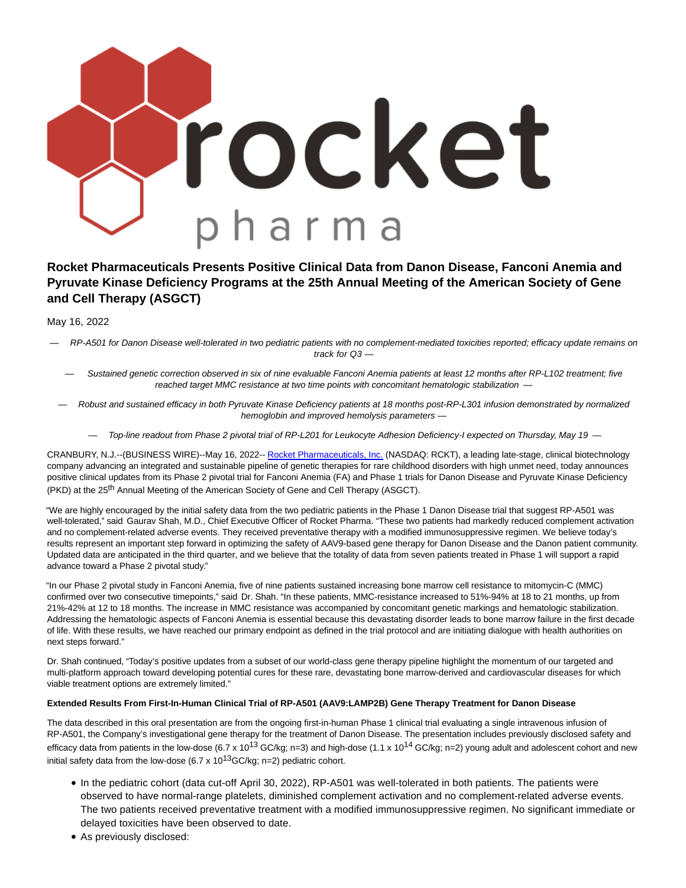# Rocket Pharmaceuticals Presents Positive Clinical Data from Danon Disease, Fanconi Anemia and Pyruvate Kinase Deficiency Programs at the 25th Annual Meeting of the American Society of Gene and Cell Therapy (ASGCT)

May 16, 2022

*— RP-A501 for Danon Disease well-tolerated in two pediatric patients with no complement-mediated toxicities reported; efficacy update remains on track for Q3 —*

*— Sustained genetic correction observed in six of nine evaluable Fanconi Anemia patients at least 12 months after RP-L102 treatment; five reached target MMC resistance at two time points with concomitant hematologic stabilization —*

*— Robust and sustained efficacy in both Pyruvate Kinase Deficiency patients at 18 months post-RP-L301 infusion demonstrated by normalized hemoglobin and improved hemolysis parameters —*

*— Top-line readout from Phase 2 pivotal trial of RP-L201 for Leukocyte Adhesion Deficiency-I expected on Thursday, May 19 —*

CRANBURY, N.J.--(BUSINESS WIRE)--May 16, 2022-- Rocket Pharmaceuticals, Inc. (NASDAQ: RCKT), a leading late-stage, clinical biotechnology company advancing an integrated and sustainable pipeline of genetic therapies for rare childhood disorders with high unmet need, today announces positive clinical updates from its Phase 2 pivotal trial for Fanconi Anemia (FA) and Phase 1 trials for Danon Disease and Pyruvate Kinase Deficiency (PKD) at the 25th Annual Meeting of the American Society of Gene and Cell Therapy (ASGCT).

"We are highly encouraged by the initial safety data from the two pediatric patients in the Phase 1 Danon Disease trial that suggest RP-A501 was well-tolerated," said Gaurav Shah, M.D., Chief Executive Officer of Rocket Pharma. "These two patients had markedly reduced complement activation and no complement-related adverse events. They received preventative therapy with a modified immunosuppressive regimen. We believe today's results represent an important step forward in optimizing the safety of AAV9-based gene therapy for Danon Disease and the Danon patient community. Updated data are anticipated in the third quarter, and we believe that the totality of data from seven patients treated in Phase 1 will support a rapid advance toward a Phase 2 pivotal study."

"In our Phase 2 pivotal study in Fanconi Anemia, five of nine patients sustained increasing bone marrow cell resistance to mitomycin-C (MMC) confirmed over two consecutive timepoints," said Dr. Shah. "In these patients, MMC-resistance increased to 51%-94% at 18 to 21 months, up from 21%-42% at 12 to 18 months. The increase in MMC resistance was accompanied by concomitant genetic markings and hematologic stabilization. Addressing the hematologic aspects of Fanconi Anemia is essential because this devastating disorder leads to bone marrow failure in the first decade of life. With these results, we have reached our primary endpoint as defined in the trial protocol and are initiating dialogue with health authorities on next steps forward."

Dr. Shah continued, "Today's positive updates from a subset of our world-class gene therapy pipeline highlight the momentum of our targeted and multi-platform approach toward developing potential cures for these rare, devastating bone marrow-derived and cardiovascular diseases for which viable treatment options are extremely limited."

**Extended Results From First-In-Human Clinical Trial of RP-A501 (AAV9:LAMP2B) Gene Therapy Treatment for Danon Disease**

The data described in this oral presentation are from the ongoing first-in-human Phase 1 clinical trial evaluating a single intravenous infusion of RP-A501, the Company's investigational gene therapy for the treatment of Danon Disease. The presentation includes previously disclosed safety and efficacy data from patients in the low-dose ($6.7 \times 10^{13}$ GC/kg; n=3) and high-dose ($1.1 \times 10^{14}$ GC/kg; n=2) young adult and adolescent cohort and new initial safety data from the low-dose ($6.7 \times 10^{13}$GC/kg; n=2) pediatric cohort.

- In the pediatric cohort (data cut-off April 30, 2022), RP-A501 was well-tolerated in both patients. The patients were observed to have normal-range platelets, diminished complement activation and no complement-related adverse events. The two patients received preventative treatment with a modified immunosuppressive regimen. No significant immediate or delayed toxicities have been observed to date.
- As previously disclosed: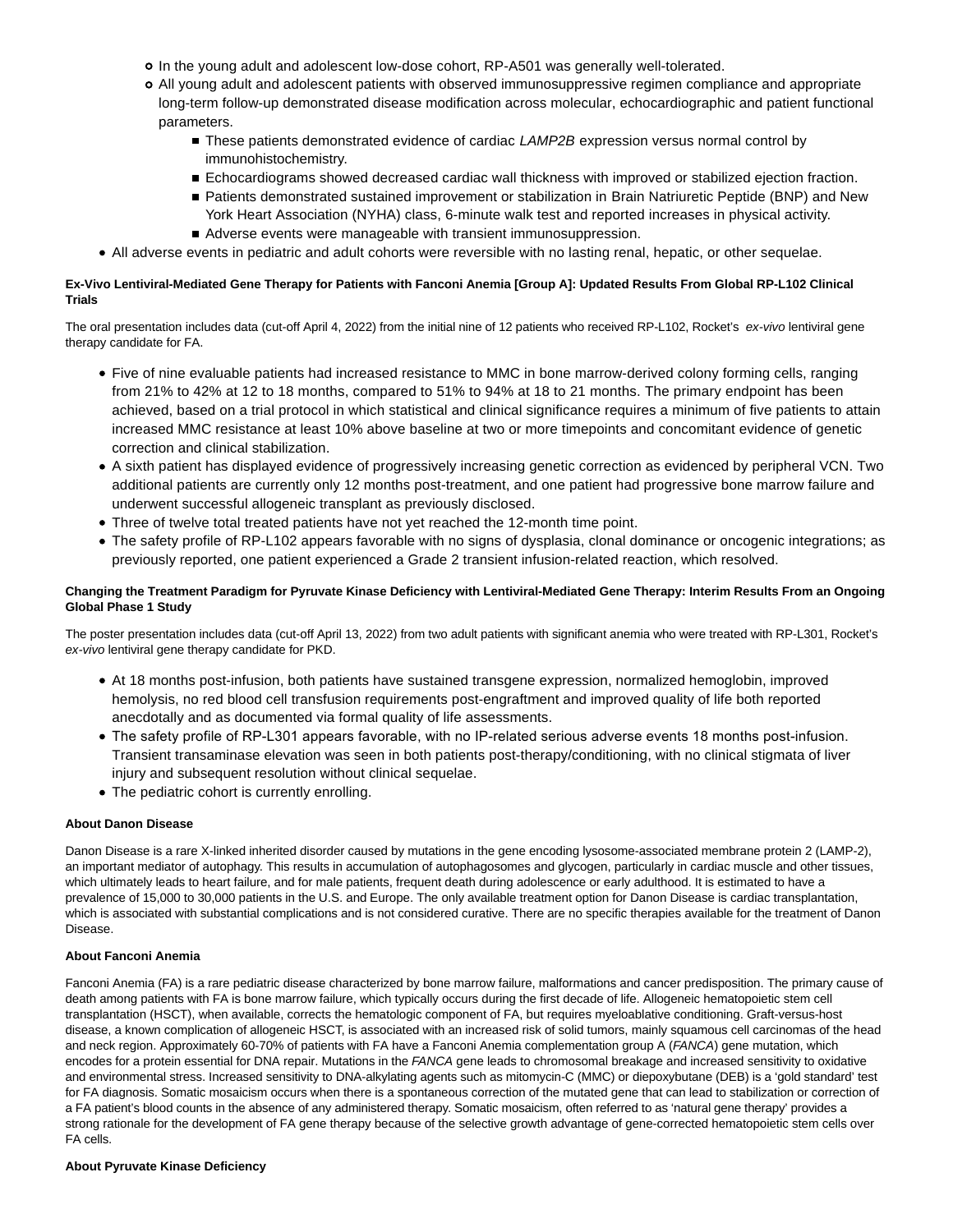- In the young adult and adolescent low-dose cohort, RP-A501 was generally well-tolerated.
  - All young adult and adolescent patients with observed immunosuppressive regimen compliance and appropriate long-term follow-up demonstrated disease modification across molecular, echocardiographic and patient functional parameters.
    - These patients demonstrated evidence of cardiac *LAMP2B* expression versus normal control by immunohistochemistry.
    - Echocardiograms showed decreased cardiac wall thickness with improved or stabilized ejection fraction.
    - Patients demonstrated sustained improvement or stabilization in Brain Natriuretic Peptide (BNP) and New York Heart Association (NYHA) class, 6-minute walk test and reported increases in physical activity.
    - Adverse events were manageable with transient immunosuppression.
- All adverse events in pediatric and adult cohorts were reversible with no lasting renal, hepatic, or other sequelae.

**Ex-Vivo Lentiviral-Mediated Gene Therapy for Patients with Fanconi Anemia [Group A]: Updated Results From Global RP-L102 Clinical Trials**

The oral presentation includes data (cut-off April 4, 2022) from the initial nine of 12 patients who received RP-L102, Rocket's *ex-vivo* lentiviral gene therapy candidate for FA.

- Five of nine evaluable patients had increased resistance to MMC in bone marrow-derived colony forming cells, ranging from 21% to 42% at 12 to 18 months, compared to 51% to 94% at 18 to 21 months. The primary endpoint has been achieved, based on a trial protocol in which statistical and clinical significance requires a minimum of five patients to attain increased MMC resistance at least 10% above baseline at two or more timepoints and concomitant evidence of genetic correction and clinical stabilization.
- A sixth patient has displayed evidence of progressively increasing genetic correction as evidenced by peripheral VCN. Two additional patients are currently only 12 months post-treatment, and one patient had progressive bone marrow failure and underwent successful allogeneic transplant as previously disclosed.
- Three of twelve total treated patients have not yet reached the 12-month time point.
- The safety profile of RP-L102 appears favorable with no signs of dysplasia, clonal dominance or oncogenic integrations; as previously reported, one patient experienced a Grade 2 transient infusion-related reaction, which resolved.

**Changing the Treatment Paradigm for Pyruvate Kinase Deficiency with Lentiviral-Mediated Gene Therapy: Interim Results From an Ongoing Global Phase 1 Study**

The poster presentation includes data (cut-off April 13, 2022) from two adult patients with significant anemia who were treated with RP-L301, Rocket's *ex-vivo* lentiviral gene therapy candidate for PKD.

- At 18 months post-infusion, both patients have sustained transgene expression, normalized hemoglobin, improved hemolysis, no red blood cell transfusion requirements post-engraftment and improved quality of life both reported anecdotally and as documented via formal quality of life assessments.
- The safety profile of RP-L301 appears favorable, with no IP-related serious adverse events 18 months post-infusion. Transient transaminase elevation was seen in both patients post-therapy/conditioning, with no clinical stigmata of liver injury and subsequent resolution without clinical sequelae.
- The pediatric cohort is currently enrolling.

**About Danon Disease**

Danon Disease is a rare X-linked inherited disorder caused by mutations in the gene encoding lysosome-associated membrane protein 2 (LAMP-2), an important mediator of autophagy. This results in accumulation of autophagosomes and glycogen, particularly in cardiac muscle and other tissues, which ultimately leads to heart failure, and for male patients, frequent death during adolescence or early adulthood. It is estimated to have a prevalence of 15,000 to 30,000 patients in the U.S. and Europe. The only available treatment option for Danon Disease is cardiac transplantation, which is associated with substantial complications and is not considered curative. There are no specific therapies available for the treatment of Danon Disease.

**About Fanconi Anemia**

Fanconi Anemia (FA) is a rare pediatric disease characterized by bone marrow failure, malformations and cancer predisposition. The primary cause of death among patients with FA is bone marrow failure, which typically occurs during the first decade of life. Allogeneic hematopoietic stem cell transplantation (HSCT), when available, corrects the hematologic component of FA, but requires myeloablative conditioning. Graft-versus-host disease, a known complication of allogeneic HSCT, is associated with an increased risk of solid tumors, mainly squamous cell carcinomas of the head and neck region. Approximately 60-70% of patients with FA have a Fanconi Anemia complementation group A (*FANCA*) gene mutation, which encodes for a protein essential for DNA repair. Mutations in the *FANCA* gene leads to chromosomal breakage and increased sensitivity to oxidative and environmental stress. Increased sensitivity to DNA-alkylating agents such as mitomycin-C (MMC) or diepoxybutane (DEB) is a 'gold standard' test for FA diagnosis. Somatic mosaicism occurs when there is a spontaneous correction of the mutated gene that can lead to stabilization or correction of a FA patient's blood counts in the absence of any administered therapy. Somatic mosaicism, often referred to as 'natural gene therapy' provides a strong rationale for the development of FA gene therapy because of the selective growth advantage of gene-corrected hematopoietic stem cells over FA cells.

**About Pyruvate Kinase Deficiency**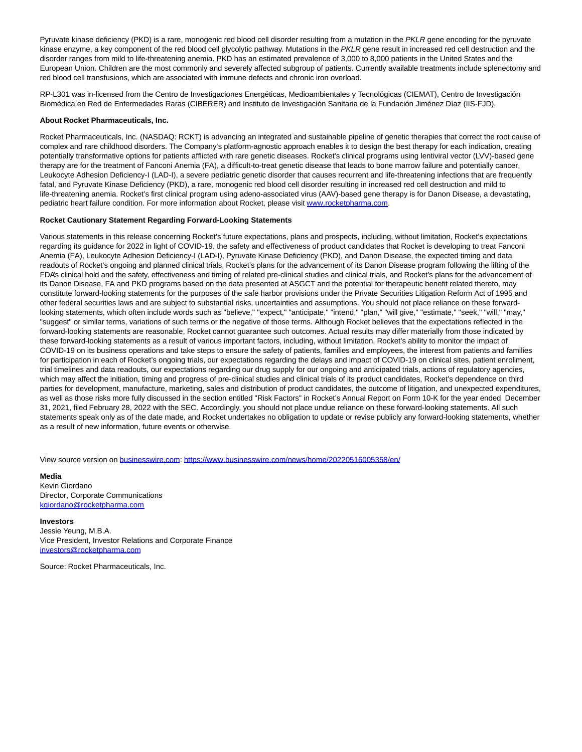Pyruvate kinase deficiency (PKD) is a rare, monogenic red blood cell disorder resulting from a mutation in the *PKLR* gene encoding for the pyruvate kinase enzyme, a key component of the red blood cell glycolytic pathway. Mutations in the *PKLR* gene result in increased red cell destruction and the disorder ranges from mild to life-threatening anemia. PKD has an estimated prevalence of 3,000 to 8,000 patients in the United States and the European Union. Children are the most commonly and severely affected subgroup of patients. Currently available treatments include splenectomy and red blood cell transfusions, which are associated with immune defects and chronic iron overload.

RP-L301 was in-licensed from the Centro de Investigaciones Energéticas, Medioambientales y Tecnológicas (CIEMAT), Centro de Investigación Biomédica en Red de Enfermedades Raras (CIBERER) and Instituto de Investigación Sanitaria de la Fundación Jiménez Díaz (IIS-FJD).

**About Rocket Pharmaceuticals, Inc.**

Rocket Pharmaceuticals, Inc. (NASDAQ: RCKT) is advancing an integrated and sustainable pipeline of genetic therapies that correct the root cause of complex and rare childhood disorders. The Company's platform-agnostic approach enables it to design the best therapy for each indication, creating potentially transformative options for patients afflicted with rare genetic diseases. Rocket's clinical programs using lentiviral vector (LVV)-based gene therapy are for the treatment of Fanconi Anemia (FA), a difficult-to-treat genetic disease that leads to bone marrow failure and potentially cancer, Leukocyte Adhesion Deficiency-I (LAD-I), a severe pediatric genetic disorder that causes recurrent and life-threatening infections that are frequently fatal, and Pyruvate Kinase Deficiency (PKD), a rare, monogenic red blood cell disorder resulting in increased red cell destruction and mild to life-threatening anemia. Rocket's first clinical program using adeno-associated virus (AAV)-based gene therapy is for Danon Disease, a devastating, pediatric heart failure condition. For more information about Rocket, please visit www.rocketpharma.com.

**Rocket Cautionary Statement Regarding Forward-Looking Statements**

Various statements in this release concerning Rocket's future expectations, plans and prospects, including, without limitation, Rocket's expectations regarding its guidance for 2022 in light of COVID-19, the safety and effectiveness of product candidates that Rocket is developing to treat Fanconi Anemia (FA), Leukocyte Adhesion Deficiency-I (LAD-I), Pyruvate Kinase Deficiency (PKD), and Danon Disease, the expected timing and data readouts of Rocket's ongoing and planned clinical trials, Rocket's plans for the advancement of its Danon Disease program following the lifting of the FDA's clinical hold and the safety, effectiveness and timing of related pre-clinical studies and clinical trials, and Rocket's plans for the advancement of its Danon Disease, FA and PKD programs based on the data presented at ASGCT and the potential for therapeutic benefit related thereto, may constitute forward-looking statements for the purposes of the safe harbor provisions under the Private Securities Litigation Reform Act of 1995 and other federal securities laws and are subject to substantial risks, uncertainties and assumptions. You should not place reliance on these forward-looking statements, which often include words such as "believe," "expect," "anticipate," "intend," "plan," "will give," "estimate," "seek," "will," "may," "suggest" or similar terms, variations of such terms or the negative of those terms. Although Rocket believes that the expectations reflected in the forward-looking statements are reasonable, Rocket cannot guarantee such outcomes. Actual results may differ materially from those indicated by these forward-looking statements as a result of various important factors, including, without limitation, Rocket's ability to monitor the impact of COVID-19 on its business operations and take steps to ensure the safety of patients, families and employees, the interest from patients and families for participation in each of Rocket's ongoing trials, our expectations regarding the delays and impact of COVID-19 on clinical sites, patient enrollment, trial timelines and data readouts, our expectations regarding our drug supply for our ongoing and anticipated trials, actions of regulatory agencies, which may affect the initiation, timing and progress of pre-clinical studies and clinical trials of its product candidates, Rocket's dependence on third parties for development, manufacture, marketing, sales and distribution of product candidates, the outcome of litigation, and unexpected expenditures, as well as those risks more fully discussed in the section entitled "Risk Factors" in Rocket's Annual Report on Form 10-K for the year ended December 31, 2021, filed February 28, 2022 with the SEC. Accordingly, you should not place undue reliance on these forward-looking statements. All such statements speak only as of the date made, and Rocket undertakes no obligation to update or revise publicly any forward-looking statements, whether as a result of new information, future events or otherwise.

View source version on businesswire.com: https://www.businesswire.com/news/home/20220516005358/en/

**Media**
Kevin Giordano
Director, Corporate Communications
kgiordano@rocketpharma.com

**Investors**
Jessie Yeung, M.B.A.
Vice President, Investor Relations and Corporate Finance
investors@rocketpharma.com

Source: Rocket Pharmaceuticals, Inc.